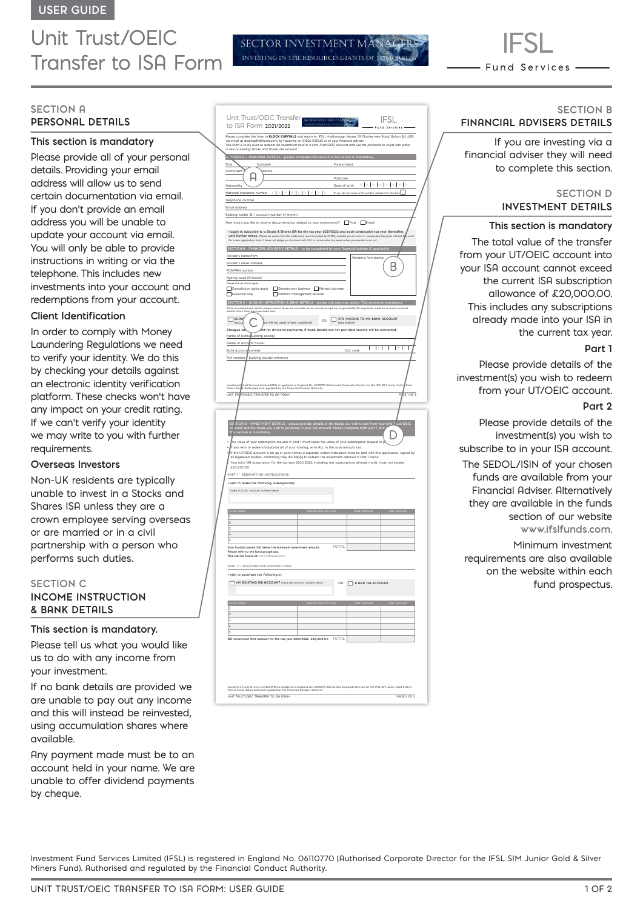USER GUIDE

# Unit Trust/OEIC Transfer to ISA Form

SECTOR INVESTMENT MANAGERS
INVESTING IN THE RESOURCES GIANTS OF TOMORROW

IFSL
Fund Services

## SECTION A
## PERSONAL DETAILS

### This section is mandatory

Please provide all of your personal details. Providing your email address will allow us to send certain documentation via email. If you don't provide an email address you will be unable to update your account via email. You will only be able to provide instructions in writing or via the telephone. This includes new investments into your account and redemptions from your account.

### Client Identification

In order to comply with Money Laundering Regulations we need to verify your identity. We do this by checking your details against an electronic identity verification platform. These checks won't have any impact on your credit rating. If we can't verify your identity we may write to you with further requirements.

### Overseas Investors

Non-UK residents are typically unable to invest in a Stocks and Shares ISA unless they are a crown employee serving overseas or are married or in a civil partnership with a person who performs such duties.

## SECTION C
## INCOME INSTRUCTION & BANK DETAILS

### This section is mandatory.

Please tell us what you would like us to do with any income from your investment.

If no bank details are provided we are unable to pay out any income and this will instead be reinvested, using accumulation shares where available.

Any payment made must be to an account held in your name. We are unable to offer dividend payments by cheque.

## SECTION B
## FINANCIAL ADVISERS DETAILS

If you are investing via a financial adviser they will need to complete this section.

## SECTION D
## INVESTMENT DETAILS

### This section is mandatory

The total value of the transfer from your UT/OEIC account into your ISA account cannot exceed the current ISA subscription allowance of £20,000.00. This includes any subscriptions already made into your ISA in the current tax year.

### Part 1

Please provide details of the investment(s) you wish to redeem from your UT/OEIC account.

### Part 2

Please provide details of the investment(s) you wish to subscribe to in your ISA account.

The SEDOL/ISIN of your chosen funds are available from your Financial Adviser. Alternatively they are available in the funds section of our website www.ifslfunds.com.

Minimum investment requirements are also available on the website within each fund prospectus.

Investment Fund Services Limited (IFSL) is registered in England No. 06110770 (Authorised Corporate Director for the IFSL SIM Junior Gold & Silver Miners Fund). Authorised and regulated by the Financial Conduct Authority.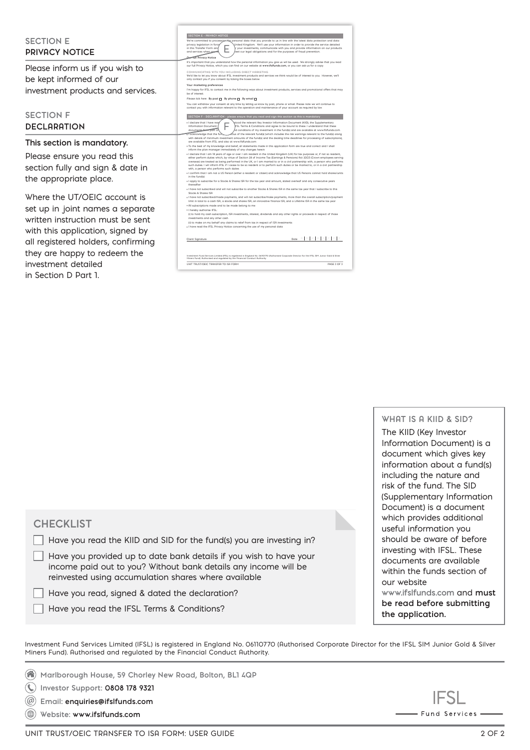## SECTION E
## PRIVACY NOTICE

Please inform us if you wish to be kept informed of our investment products and services.

## SECTION F
## DECLARATION

**This section is mandatory.**

Please ensure you read this section fully and sign & date in the appropriate place.

Where the UT/OEIC account is set up in joint names a separate written instruction must be sent with this application, signed by all registered holders, confirming they are happy to redeem the investment detailed in Section D Part 1.

### WHAT IS A KIID & SID?

The KIID (Key Investor Information Document) is a document which gives key information about a fund(s) including the nature and risk of the fund. The SID (Supplementary Information Document) is a document which provides additional useful information you should be aware of before investing with IFSL. These documents are available within the funds section of our website www.ifslfunds.com and **must be read before submitting the application.**

## CHECKLIST

- ☐ Have you read the KIID and SID for the fund(s) you are investing in?
- ☐ Have you provided up to date bank details if you wish to have your income paid out to you? Without bank details any income will be reinvested using accumulation shares where available
- ☐ Have you read, signed & dated the declaration?
- ☐ Have you read the IFSL Terms & Conditions?

Investment Fund Services Limited (IFSL) is registered in England No. 06110770 (Authorised Corporate Director for the IFSL SIM Junior Gold & Silver Miners Fund). Authorised and regulated by the Financial Conduct Authority.

Marlborough House, 59 Chorley New Road, Bolton, BL1 4QP

Investor Support: **0808 178 9321**

Email: **enquiries@ifslfunds.com**

Website: **www.ifslfunds.com**

IFSL Fund Services